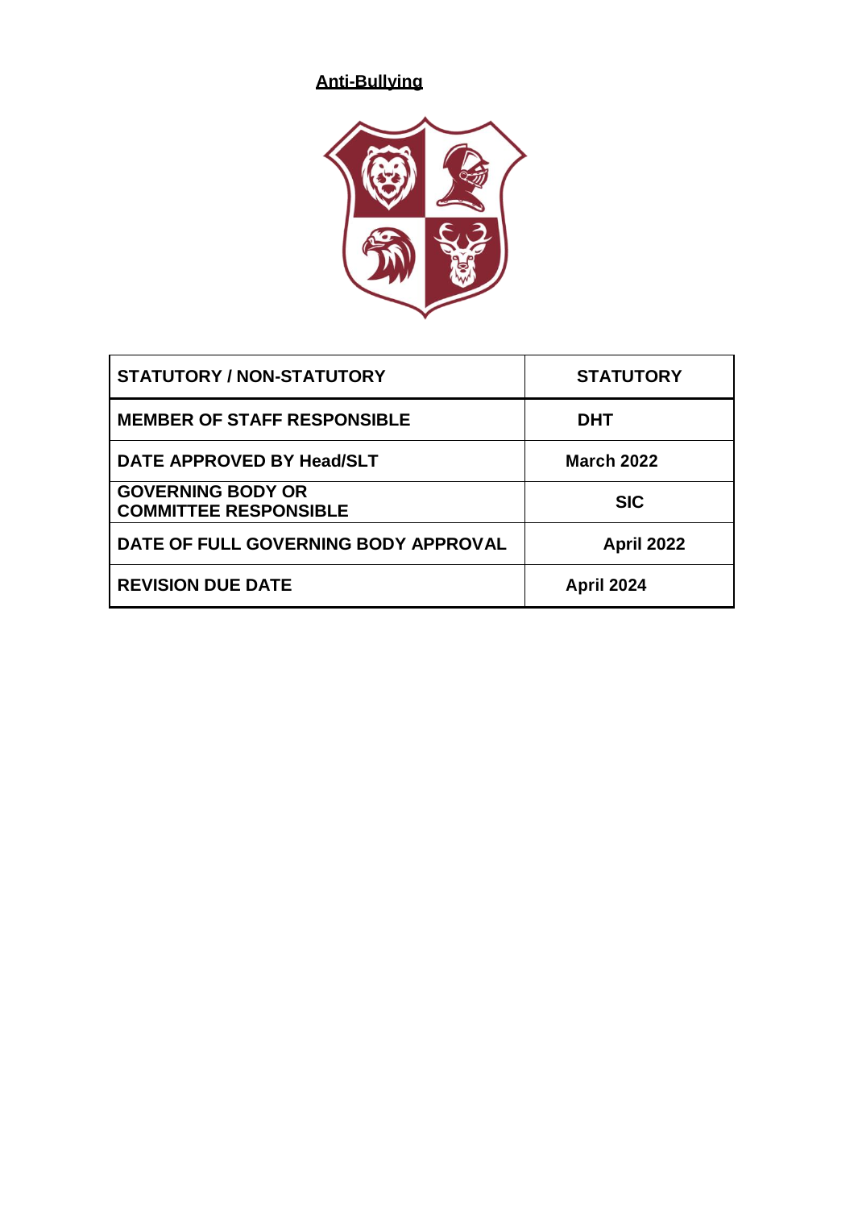# Anti-Bullying

| STATUTORY / NON-STATUTORY | STATUTORY |
| --- | --- |
| MEMBER OF STAFF RESPONSIBLE | DHT |
| DATE APPROVED BY Head/SLT | March 2022 |
| GOVERNING BODY OR COMMITTEE RESPONSIBLE | SIC |
| DATE OF FULL GOVERNING BODY APPROVAL | April 2022 |
| REVISION DUE DATE | April 2024 |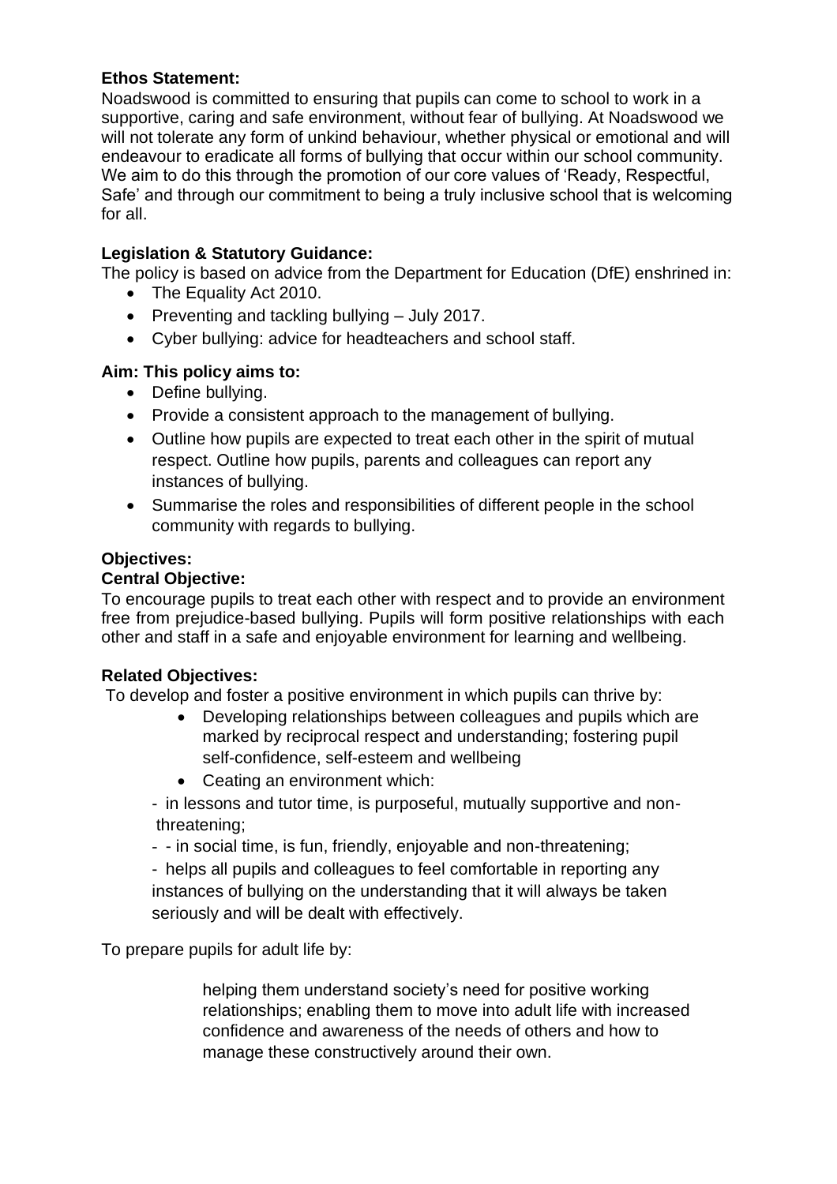**Ethos Statement:**

Noadswood is committed to ensuring that pupils can come to school to work in a supportive, caring and safe environment, without fear of bullying. At Noadswood we will not tolerate any form of unkind behaviour, whether physical or emotional and will endeavour to eradicate all forms of bullying that occur within our school community. We aim to do this through the promotion of our core values of 'Ready, Respectful, Safe' and through our commitment to being a truly inclusive school that is welcoming for all.

**Legislation & Statutory Guidance:**

The policy is based on advice from the Department for Education (DfE) enshrined in:

- The Equality Act 2010.
- Preventing and tackling bullying – July 2017.
- Cyber bullying: advice for headteachers and school staff.

**Aim: This policy aims to:**

- Define bullying.
- Provide a consistent approach to the management of bullying.
- Outline how pupils are expected to treat each other in the spirit of mutual respect. Outline how pupils, parents and colleagues can report any instances of bullying.
- Summarise the roles and responsibilities of different people in the school community with regards to bullying.

**Objectives:**

**Central Objective:**

To encourage pupils to treat each other with respect and to provide an environment free from prejudice-based bullying. Pupils will form positive relationships with each other and staff in a safe and enjoyable environment for learning and wellbeing.

**Related Objectives:**

To develop and foster a positive environment in which pupils can thrive by:

- Developing relationships between colleagues and pupils which are marked by reciprocal respect and understanding; fostering pupil self-confidence, self-esteem and wellbeing
- Ceating an environment which:

  - in lessons and tutor time, is purposeful, mutually supportive and non-threatening;
  - - in social time, is fun, friendly, enjoyable and non-threatening;
  - helps all pupils and colleagues to feel comfortable in reporting any instances of bullying on the understanding that it will always be taken seriously and will be dealt with effectively.

To prepare pupils for adult life by:

helping them understand society's need for positive working relationships; enabling them to move into adult life with increased confidence and awareness of the needs of others and how to manage these constructively around their own.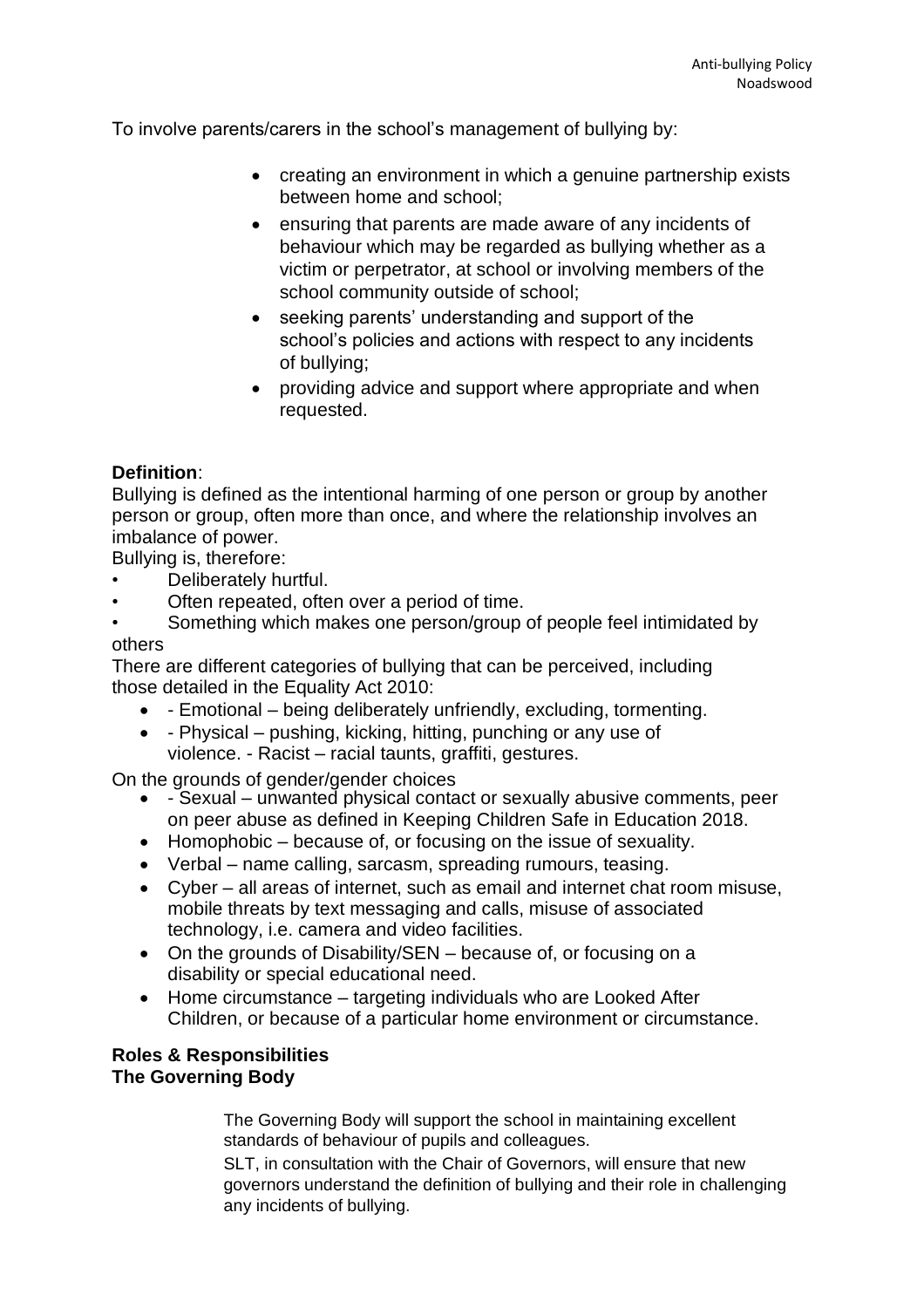To involve parents/carers in the school's management of bullying by:

- creating an environment in which a genuine partnership exists between home and school;
- ensuring that parents are made aware of any incidents of behaviour which may be regarded as bullying whether as a victim or perpetrator, at school or involving members of the school community outside of school;
- seeking parents' understanding and support of the school's policies and actions with respect to any incidents of bullying;
- providing advice and support where appropriate and when requested.

**Definition**:
Bullying is defined as the intentional harming of one person or group by another person or group, often more than once, and where the relationship involves an imbalance of power.
Bullying is, therefore:

- Deliberately hurtful.
- Often repeated, often over a period of time.
- Something which makes one person/group of people feel intimidated by others

There are different categories of bullying that can be perceived, including those detailed in the Equality Act 2010:

- - Emotional – being deliberately unfriendly, excluding, tormenting.
- - Physical – pushing, kicking, hitting, punching or any use of violence. - Racist – racial taunts, graffiti, gestures.

On the grounds of gender/gender choices

- - Sexual – unwanted physical contact or sexually abusive comments, peer on peer abuse as defined in Keeping Children Safe in Education 2018.
- Homophobic – because of, or focusing on the issue of sexuality.
- Verbal – name calling, sarcasm, spreading rumours, teasing.
- Cyber – all areas of internet, such as email and internet chat room misuse, mobile threats by text messaging and calls, misuse of associated technology, i.e. camera and video facilities.
- On the grounds of Disability/SEN – because of, or focusing on a disability or special educational need.
- Home circumstance – targeting individuals who are Looked After Children, or because of a particular home environment or circumstance.

**Roles & Responsibilities**
**The Governing Body**

The Governing Body will support the school in maintaining excellent standards of behaviour of pupils and colleagues.

SLT, in consultation with the Chair of Governors, will ensure that new governors understand the definition of bullying and their role in challenging any incidents of bullying.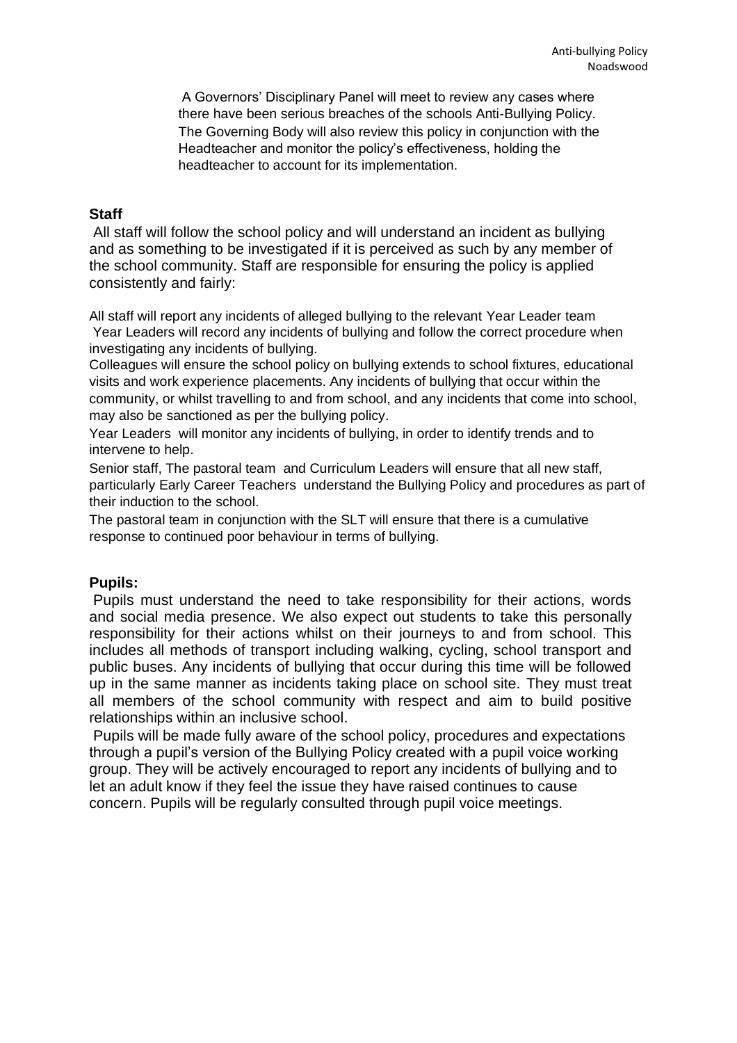A Governors' Disciplinary Panel will meet to review any cases where there have been serious breaches of the schools Anti-Bullying Policy. The Governing Body will also review this policy in conjunction with the Headteacher and monitor the policy's effectiveness, holding the headteacher to account for its implementation.

**Staff**

All staff will follow the school policy and will understand an incident as bullying and as something to be investigated if it is perceived as such by any member of the school community. Staff are responsible for ensuring the policy is applied consistently and fairly:

All staff will report any incidents of alleged bullying to the relevant Year Leader team

Year Leaders will record any incidents of bullying and follow the correct procedure when investigating any incidents of bullying.

Colleagues will ensure the school policy on bullying extends to school fixtures, educational visits and work experience placements. Any incidents of bullying that occur within the community, or whilst travelling to and from school, and any incidents that come into school, may also be sanctioned as per the bullying policy.

Year Leaders will monitor any incidents of bullying, in order to identify trends and to intervene to help.

Senior staff, The pastoral team and Curriculum Leaders will ensure that all new staff, particularly Early Career Teachers understand the Bullying Policy and procedures as part of their induction to the school.

The pastoral team in conjunction with the SLT will ensure that there is a cumulative response to continued poor behaviour in terms of bullying.

**Pupils:**

Pupils must understand the need to take responsibility for their actions, words and social media presence. We also expect out students to take this personally responsibility for their actions whilst on their journeys to and from school. This includes all methods of transport including walking, cycling, school transport and public buses. Any incidents of bullying that occur during this time will be followed up in the same manner as incidents taking place on school site. They must treat all members of the school community with respect and aim to build positive relationships within an inclusive school.

Pupils will be made fully aware of the school policy, procedures and expectations through a pupil's version of the Bullying Policy created with a pupil voice working group. They will be actively encouraged to report any incidents of bullying and to let an adult know if they feel the issue they have raised continues to cause concern. Pupils will be regularly consulted through pupil voice meetings.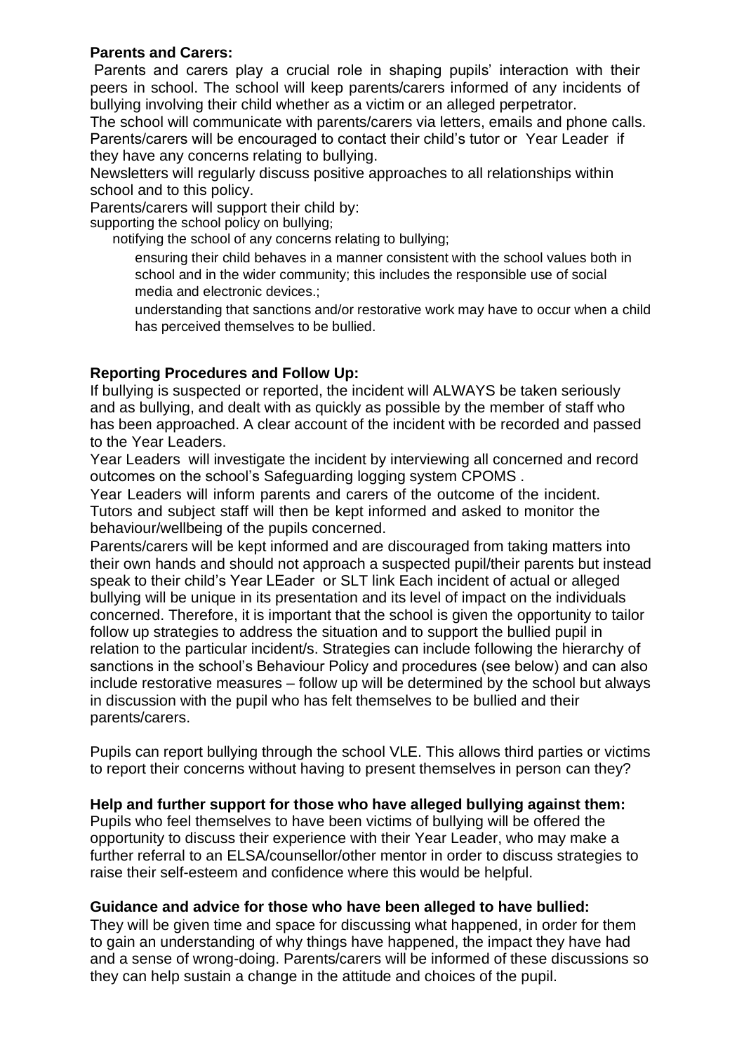**Parents and Carers:**

Parents and carers play a crucial role in shaping pupils' interaction with their peers in school. The school will keep parents/carers informed of any incidents of bullying involving their child whether as a victim or an alleged perpetrator.

The school will communicate with parents/carers via letters, emails and phone calls. Parents/carers will be encouraged to contact their child's tutor or Year Leader if they have any concerns relating to bullying.

Newsletters will regularly discuss positive approaches to all relationships within school and to this policy.

Parents/carers will support their child by:

supporting the school policy on bullying;

notifying the school of any concerns relating to bullying;

ensuring their child behaves in a manner consistent with the school values both in school and in the wider community; this includes the responsible use of social media and electronic devices.;

understanding that sanctions and/or restorative work may have to occur when a child has perceived themselves to be bullied.

**Reporting Procedures and Follow Up:**

If bullying is suspected or reported, the incident will ALWAYS be taken seriously and as bullying, and dealt with as quickly as possible by the member of staff who has been approached. A clear account of the incident with be recorded and passed to the Year Leaders.

Year Leaders will investigate the incident by interviewing all concerned and record outcomes on the school's Safeguarding logging system CPOMS .

Year Leaders will inform parents and carers of the outcome of the incident. Tutors and subject staff will then be kept informed and asked to monitor the behaviour/wellbeing of the pupils concerned.

Parents/carers will be kept informed and are discouraged from taking matters into their own hands and should not approach a suspected pupil/their parents but instead speak to their child's Year LEader or SLT link Each incident of actual or alleged bullying will be unique in its presentation and its level of impact on the individuals concerned. Therefore, it is important that the school is given the opportunity to tailor follow up strategies to address the situation and to support the bullied pupil in relation to the particular incident/s. Strategies can include following the hierarchy of sanctions in the school's Behaviour Policy and procedures (see below) and can also include restorative measures – follow up will be determined by the school but always in discussion with the pupil who has felt themselves to be bullied and their parents/carers.

Pupils can report bullying through the school VLE. This allows third parties or victims to report their concerns without having to present themselves in person can they?

**Help and further support for those who have alleged bullying against them:**

Pupils who feel themselves to have been victims of bullying will be offered the opportunity to discuss their experience with their Year Leader, who may make a further referral to an ELSA/counsellor/other mentor in order to discuss strategies to raise their self-esteem and confidence where this would be helpful.

**Guidance and advice for those who have been alleged to have bullied:**

They will be given time and space for discussing what happened, in order for them to gain an understanding of why things have happened, the impact they have had and a sense of wrong-doing. Parents/carers will be informed of these discussions so they can help sustain a change in the attitude and choices of the pupil.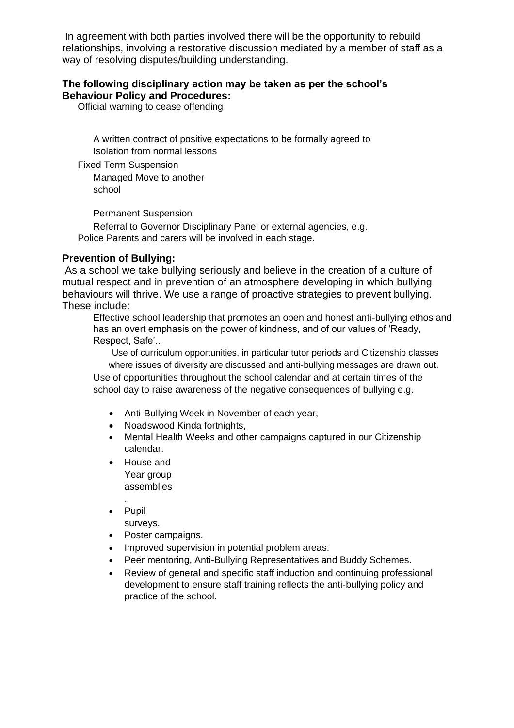In agreement with both parties involved there will be the opportunity to rebuild relationships, involving a restorative discussion mediated by a member of staff as a way of resolving disputes/building understanding.

**The following disciplinary action may be taken as per the school's Behaviour Policy and Procedures:**

Official warning to cease offending

A written contract of positive expectations to be formally agreed to

Isolation from normal lessons

Fixed Term Suspension

Managed Move to another school

Permanent Suspension

Referral to Governor Disciplinary Panel or external agencies, e.g. Police Parents and carers will be involved in each stage.

**Prevention of Bullying:**

As a school we take bullying seriously and believe in the creation of a culture of mutual respect and in prevention of an atmosphere developing in which bullying behaviours will thrive. We use a range of proactive strategies to prevent bullying. These include:

Effective school leadership that promotes an open and honest anti-bullying ethos and has an overt emphasis on the power of kindness, and of our values of 'Ready, Respect, Safe'..

Use of curriculum opportunities, in particular tutor periods and Citizenship classes where issues of diversity are discussed and anti-bullying messages are drawn out.

Use of opportunities throughout the school calendar and at certain times of the school day to raise awareness of the negative consequences of bullying e.g.

- Anti-Bullying Week in November of each year,
- Noadswood Kinda fortnights,
- Mental Health Weeks and other campaigns captured in our Citizenship calendar.
- House and Year group assemblies .
- Pupil surveys.
- Poster campaigns.
- Improved supervision in potential problem areas.
- Peer mentoring, Anti-Bullying Representatives and Buddy Schemes.
- Review of general and specific staff induction and continuing professional development to ensure staff training reflects the anti-bullying policy and practice of the school.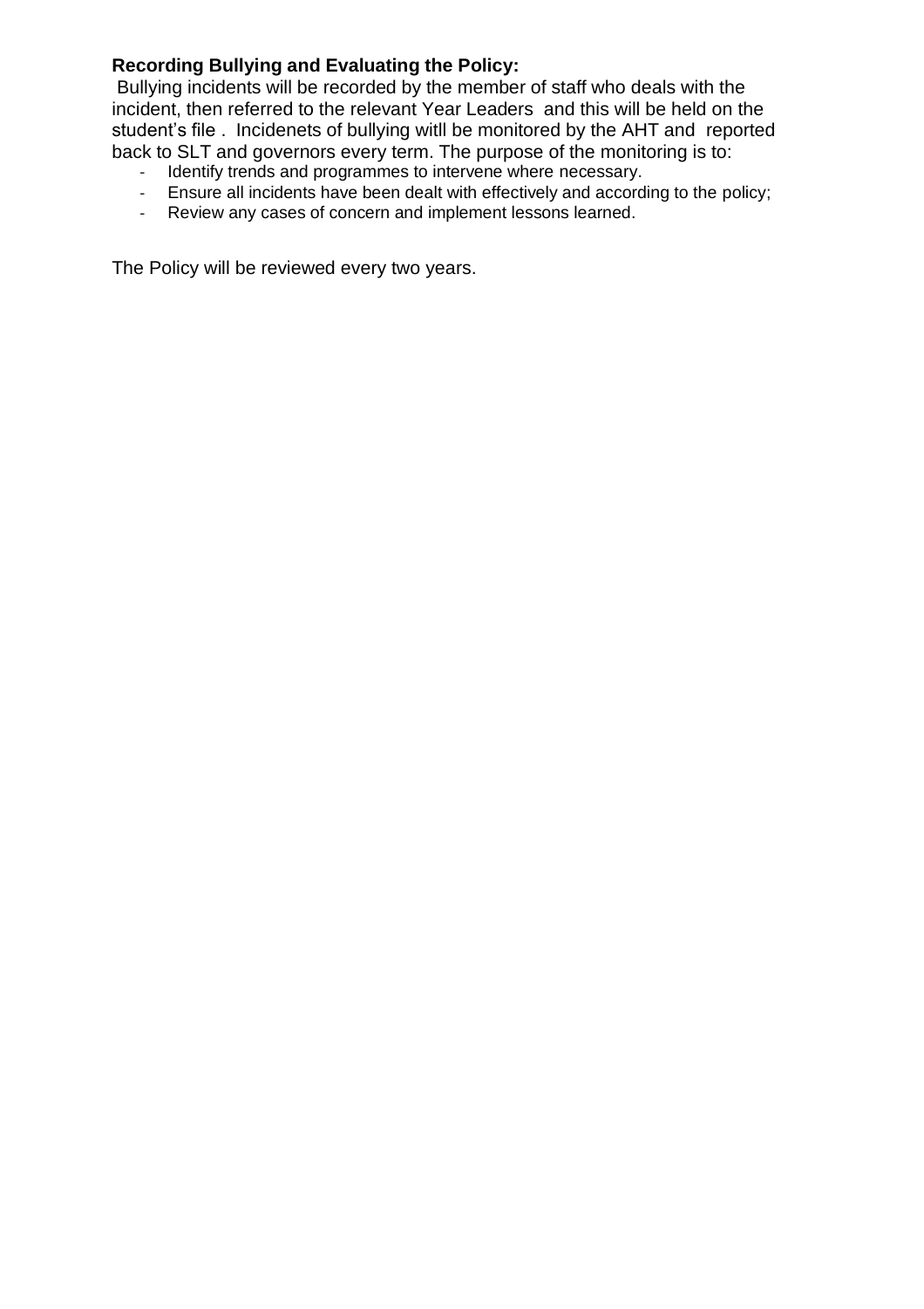**Recording Bullying and Evaluating the Policy:**

Bullying incidents will be recorded by the member of staff who deals with the incident, then referred to the relevant Year Leaders and this will be held on the student's file . Incidenets of bullying witll be monitored by the AHT and reported back to SLT and governors every term. The purpose of the monitoring is to:

- Identify trends and programmes to intervene where necessary.
- Ensure all incidents have been dealt with effectively and according to the policy;
- Review any cases of concern and implement lessons learned.

The Policy will be reviewed every two years.